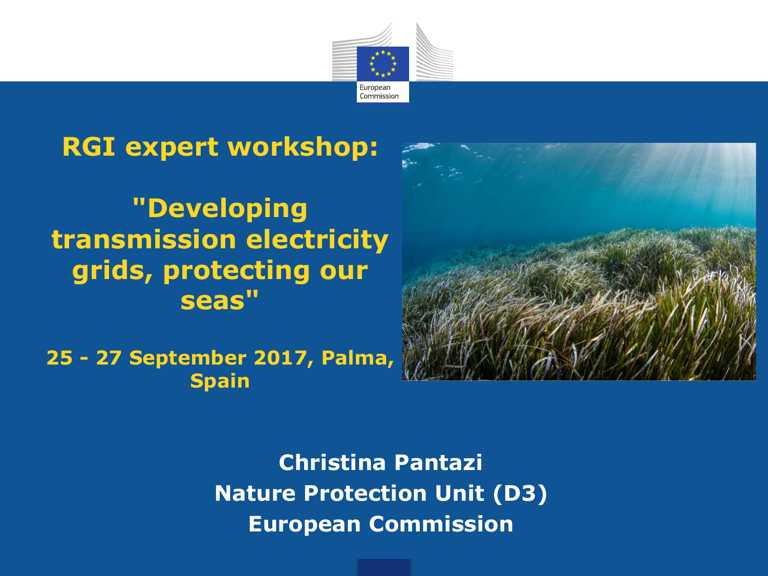# RGI expert workshop:

## "Developing transmission electricity grids, protecting our seas"

**25 - 27 September 2017, Palma, Spain**

**Christina Pantazi**
**Nature Protection Unit (D3)**
**European Commission**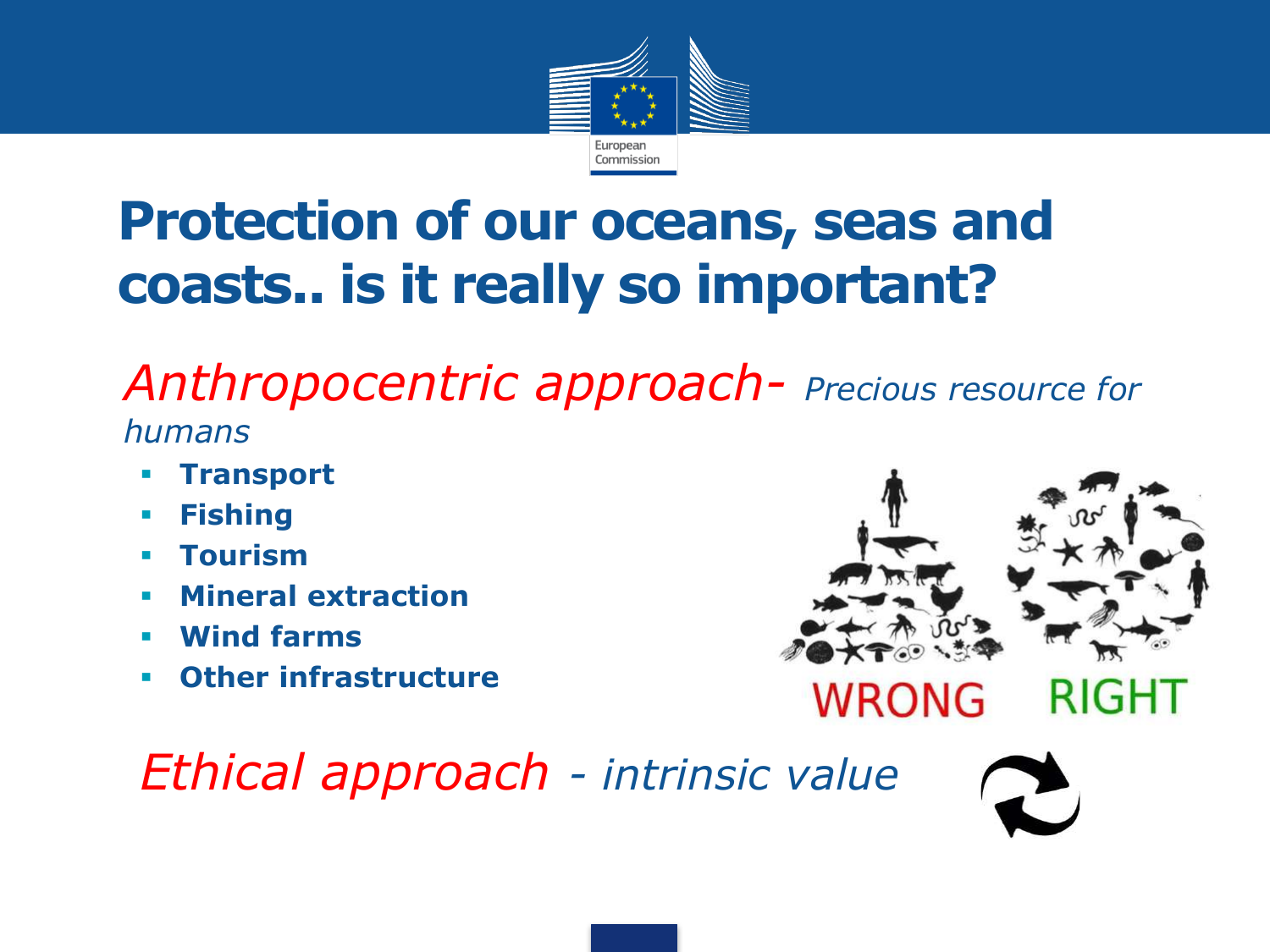# Protection of our oceans, seas and coasts.. is it really so important?

*Anthropocentric approach- Precious resource for humans*

- **Transport**
- **Fishing**
- **Tourism**
- **Mineral extraction**
- **Wind farms**
- **Other infrastructure**

WRONG RIGHT

*Ethical approach - intrinsic value*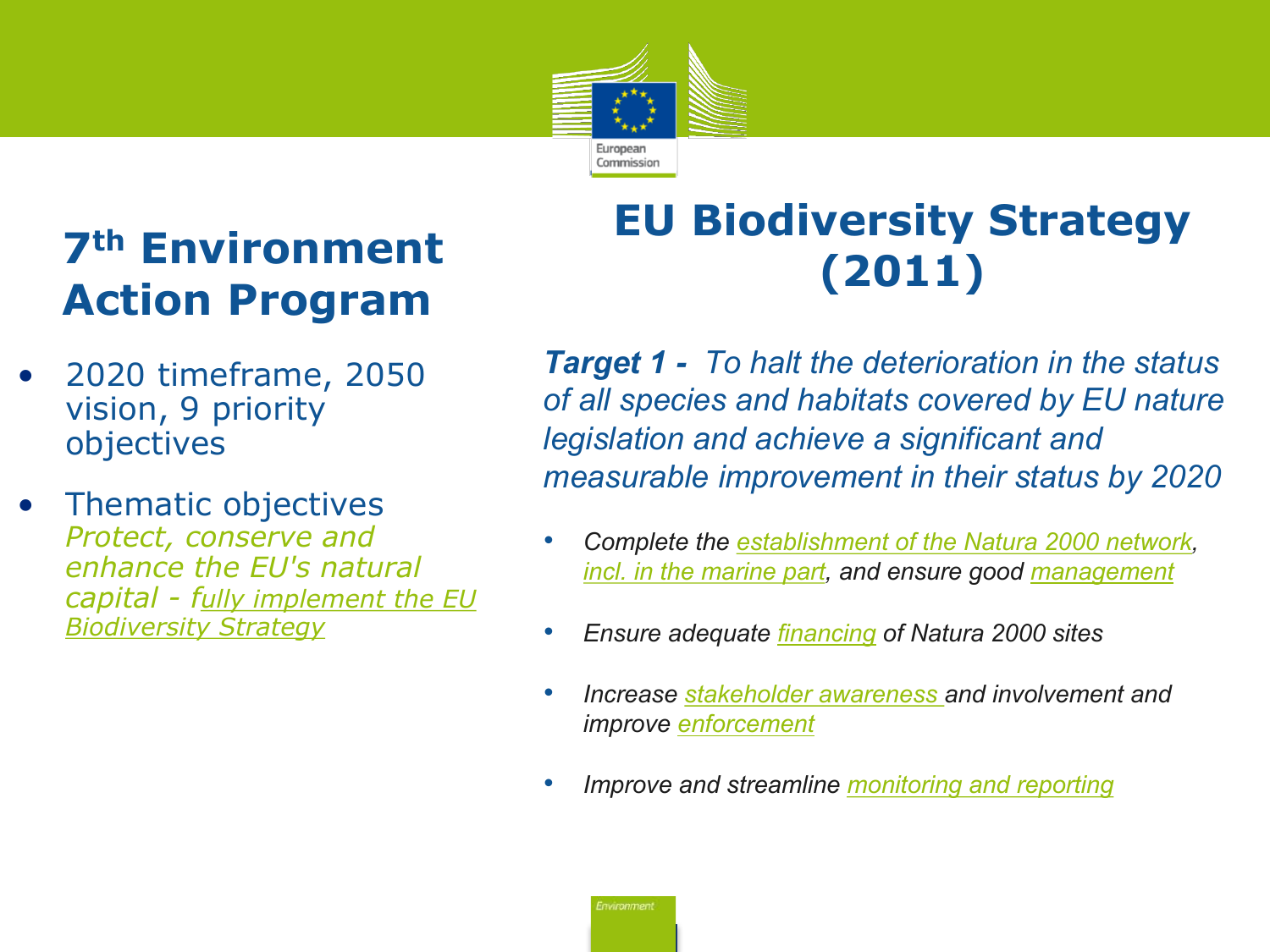## 7th Environment Action Program

- 2020 timeframe, 2050 vision, 9 priority objectives
- Thematic objectives
  *Protect, conserve and enhance the EU's natural capital - fully implement the EU Biodiversity Strategy*

## EU Biodiversity Strategy (2011)

***Target 1 -*** *To halt the deterioration in the status of all species and habitats covered by EU nature legislation and achieve a significant and measurable improvement in their status by 2020*

- *Complete the establishment of the Natura 2000 network, incl. in the marine part, and ensure good management*
- *Ensure adequate financing of Natura 2000 sites*
- *Increase stakeholder awareness and involvement and improve enforcement*
- *Improve and streamline monitoring and reporting*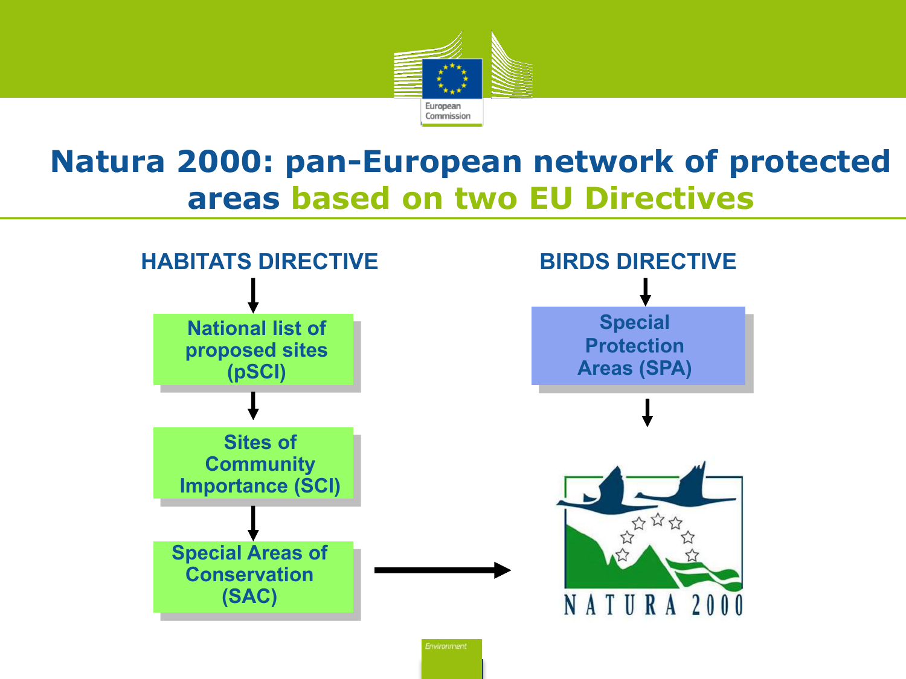# Natura 2000: pan-European network of protected areas based on two EU Directives

**HABITATS DIRECTIVE**

↓

**National list of proposed sites (pSCI)**

↓

**Sites of Community Importance (SCI)**

↓

**Special Areas of Conservation (SAC)** → NATURA 2000

**BIRDS DIRECTIVE**

↓

**Special Protection Areas (SPA)**

↓

NATURA 2000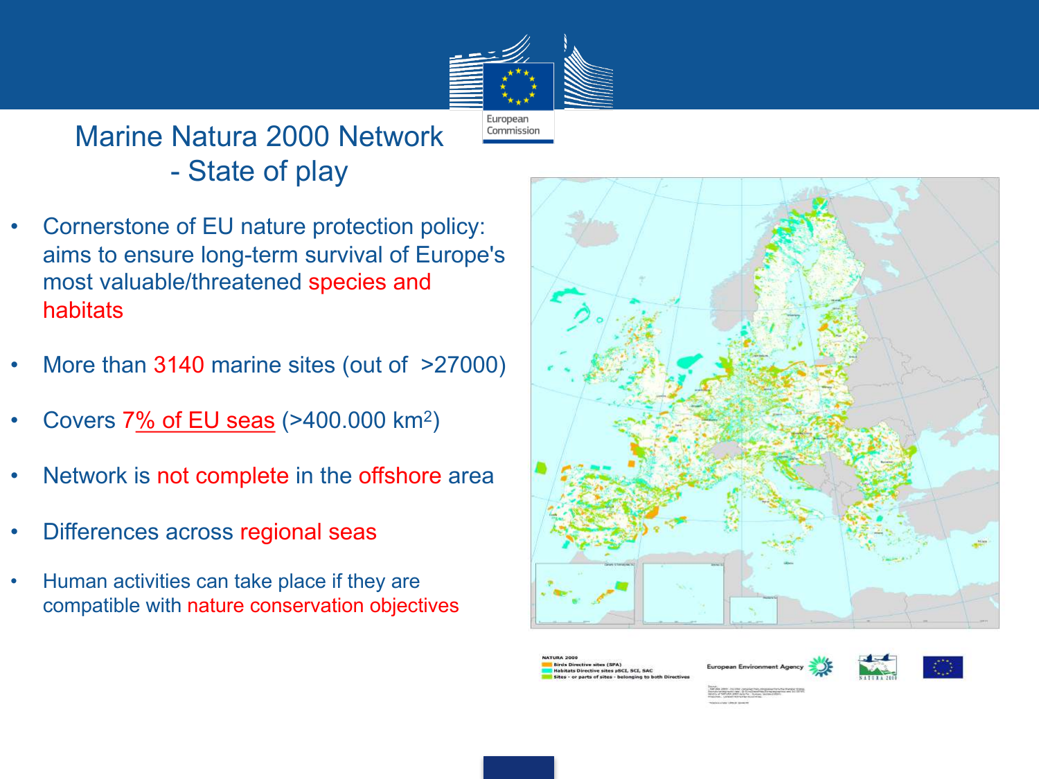# Marine Natura 2000 Network - State of play

- Cornerstone of EU nature protection policy: aims to ensure long-term survival of Europe's most valuable/threatened species and habitats
- More than 3140 marine sites (out of >27000)
- Covers 7% of EU seas (>400.000 km$^2$)
- Network is not complete in the offshore area
- Differences across regional seas
- Human activities can take place if they are compatible with nature conservation objectives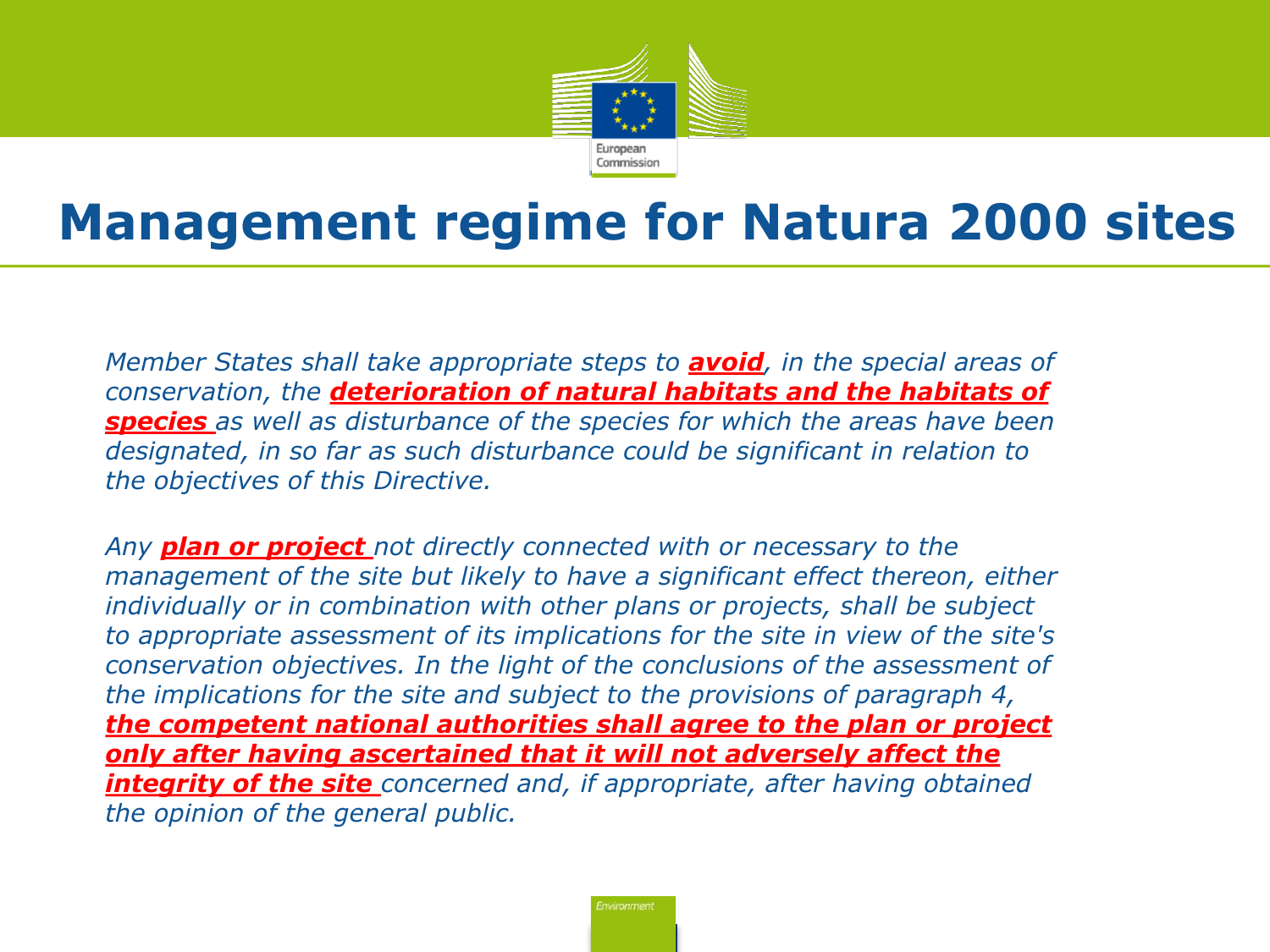# Management regime for Natura 2000 sites

*Member States shall take appropriate steps to* ***avoid****, in the special areas of conservation, the* ***deterioration of natural habitats and the habitats of species*** *as well as disturbance of the species for which the areas have been designated, in so far as such disturbance could be significant in relation to the objectives of this Directive.*

*Any* ***plan or project*** *not directly connected with or necessary to the management of the site but likely to have a significant effect thereon, either individually or in combination with other plans or projects, shall be subject to appropriate assessment of its implications for the site in view of the site's conservation objectives. In the light of the conclusions of the assessment of the implications for the site and subject to the provisions of paragraph 4,* ***the competent national authorities shall agree to the plan or project only after having ascertained that it will not adversely affect the integrity of the site*** *concerned and, if appropriate, after having obtained the opinion of the general public.*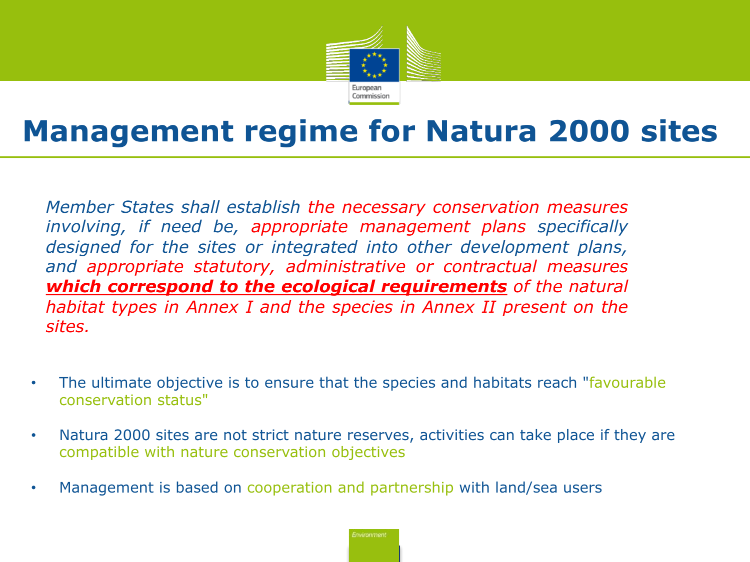# Management regime for Natura 2000 sites

*Member States shall establish the necessary conservation measures involving, if need be, appropriate management plans specifically designed for the sites or integrated into other development plans, and appropriate statutory, administrative or contractual measures* ***which correspond to the ecological requirements*** *of the natural habitat types in Annex I and the species in Annex II present on the sites.*

- The ultimate objective is to ensure that the species and habitats reach "favourable conservation status"
- Natura 2000 sites are not strict nature reserves, activities can take place if they are compatible with nature conservation objectives
- Management is based on cooperation and partnership with land/sea users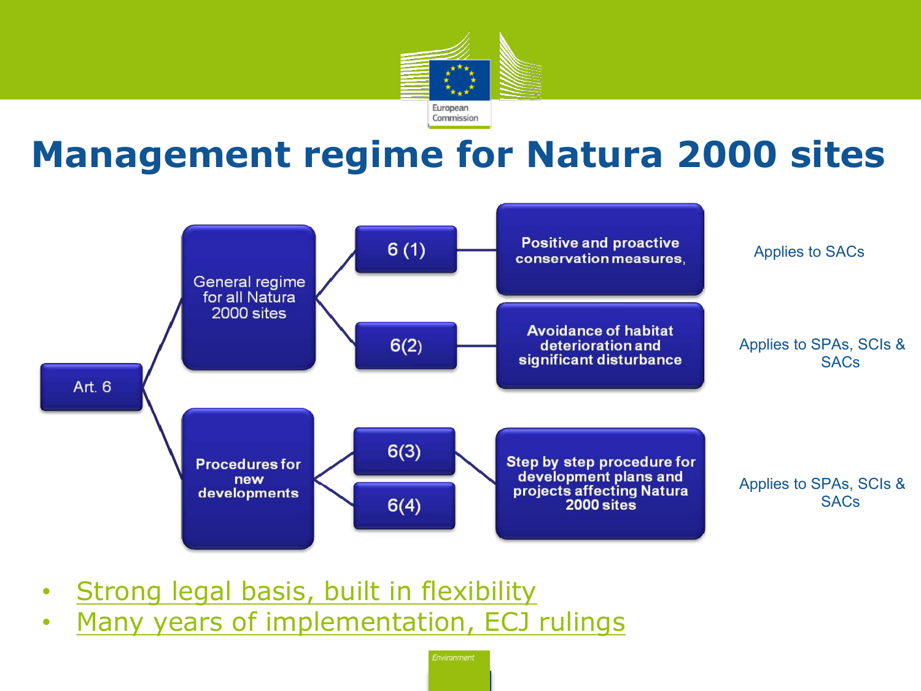# Management regime for Natura 2000 sites

- Art. 6
  - General regime for all Natura 2000 sites
    - 6 (1) — Positive and proactive conservation measures, — Applies to SACs
    - 6(2) — Avoidance of habitat deterioration and significant disturbance — Applies to SPAs, SCIs & SACs
  - Procedures for new developments
    - 6(3)
    - 6(4)
    - Step by step procedure for development plans and projects affecting Natura 2000 sites — Applies to SPAs, SCIs & SACs

- Strong legal basis, built in flexibility
- Many years of implementation, ECJ rulings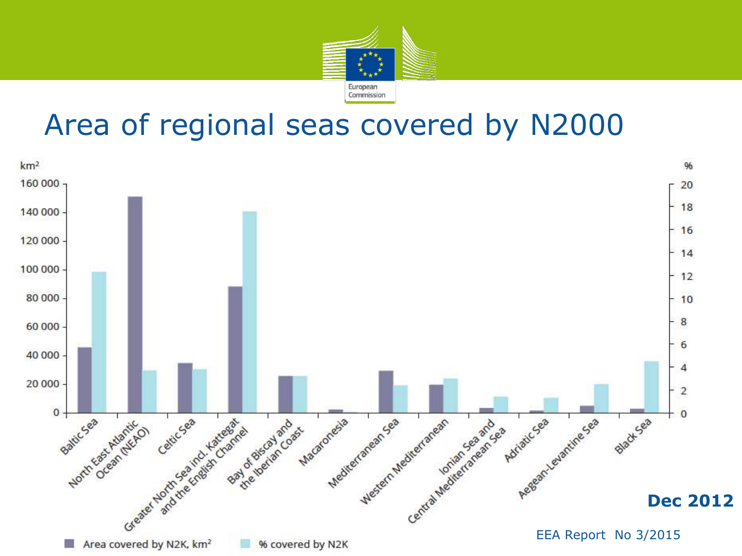# Area of regional seas covered by N2000

km² | %

| Sea | Area covered by N2K, km² | % covered by N2K |
|---|---|---|
| Baltic Sea | | |
| North East Atlantic Ocean (NEAO) | | |
| Celtic Sea | | |
| Greater North Sea incl. Kattegat and the English Channel | | |
| Bay of Biscay and the Iberian Coast | | |
| Macaronesia | | |
| Mediterranean Sea | | |
| Western Mediterranean | | |
| Ionian Sea and Central Mediterranean Sea | | |
| Adriatic Sea | | |
| Aegean-Levantine Sea | | |
| Black Sea | | |

Area covered by N2K, km² — % covered by N2K

**Dec 2012**

EEA Report No 3/2015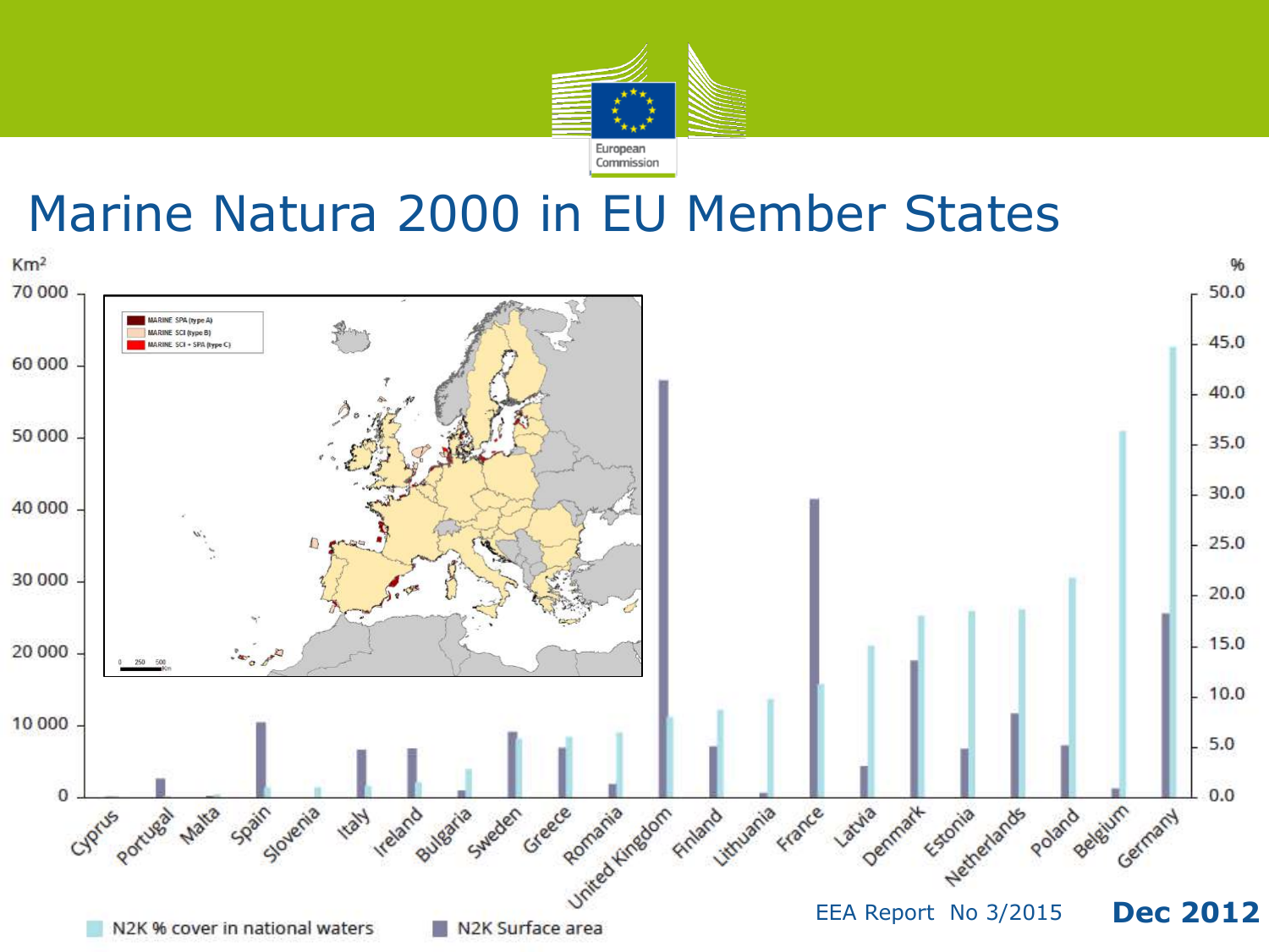# Marine Natura 2000 in EU Member States

Km²

70 000
60 000
50 000
40 000
30 000
20 000
10 000
0

%

50.0
45.0
40.0
35.0
30.0
25.0
20.0
15.0
10.0
5.0
0.0

MARINE SPA (type A)
MARINE SCI (type B)
MARINE SCI + SPA (type C)

0 250 500 Km

Cyprus, Portugal, Malta, Spain, Slovenia, Italy, Ireland, Bulgaria, Sweden, Greece, Romania, United Kingdom, Finland, Lithuania, France, Latvia, Denmark, Estonia, Netherlands, Poland, Belgium, Germany

N2K % cover in national waters

N2K Surface area

EEA Report No 3/2015

**Dec 2012**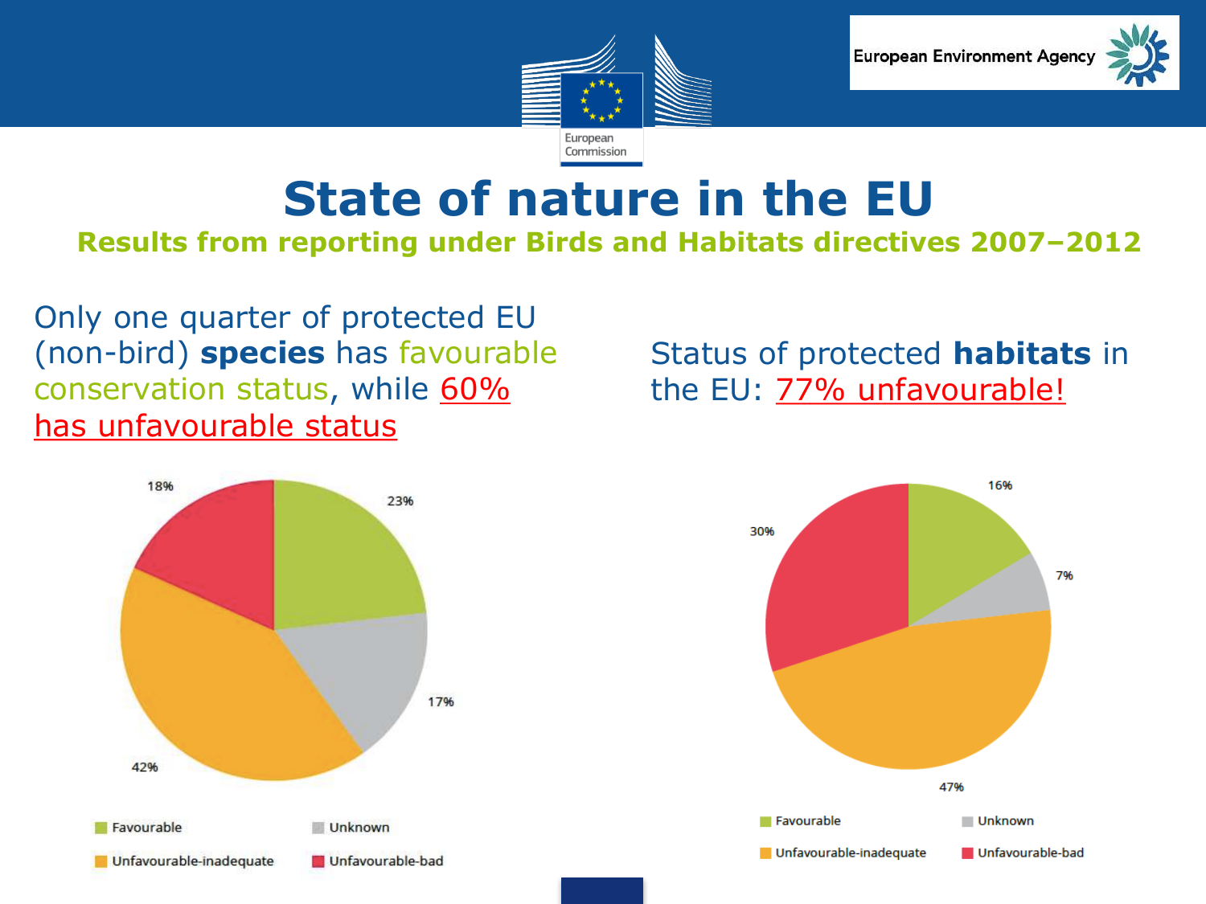# State of nature in the EU

**Results from reporting under Birds and Habitats directives 2007–2012**

Only one quarter of protected EU (non-bird) **species** has favourable conservation status, while 60% has unfavourable status

| Status | Share |
|---|---|
| Favourable | 23% |
| Unknown | 17% |
| Unfavourable-inadequate | 42% |
| Unfavourable-bad | 18% |

Status of protected **habitats** in the EU: 77% unfavourable!

| Status | Share |
|---|---|
| Favourable | 16% |
| Unknown | 7% |
| Unfavourable-inadequate | 47% |
| Unfavourable-bad | 30% |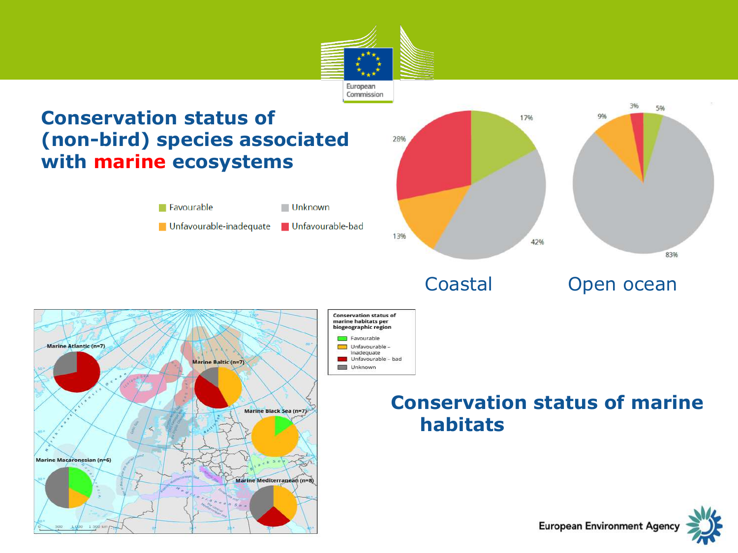# Conservation status of (non-bird) species associated with marine ecosystems

Favourable | Unknown | Unfavourable-inadequate | Unfavourable-bad

| | Favourable | Unfavourable-inadequate | Unfavourable-bad | Unknown |
|---|---|---|---|---|
| Coastal | 17% | 13% | 28% | 42% |
| Open ocean | 5% | 9% | 3% | 83% |

Conservation status of marine habitats per biogeographic region

- Favourable
- Unfavourable – inadequate
- Unfavourable – bad
- Unknown

Marine Atlantic (n=7), Marine Baltic (n=7), Marine Black Sea (n=7), Marine Macaronesian (n=6), Marine Mediterranean (n=8)

# Conservation status of marine habitats

European Environment Agency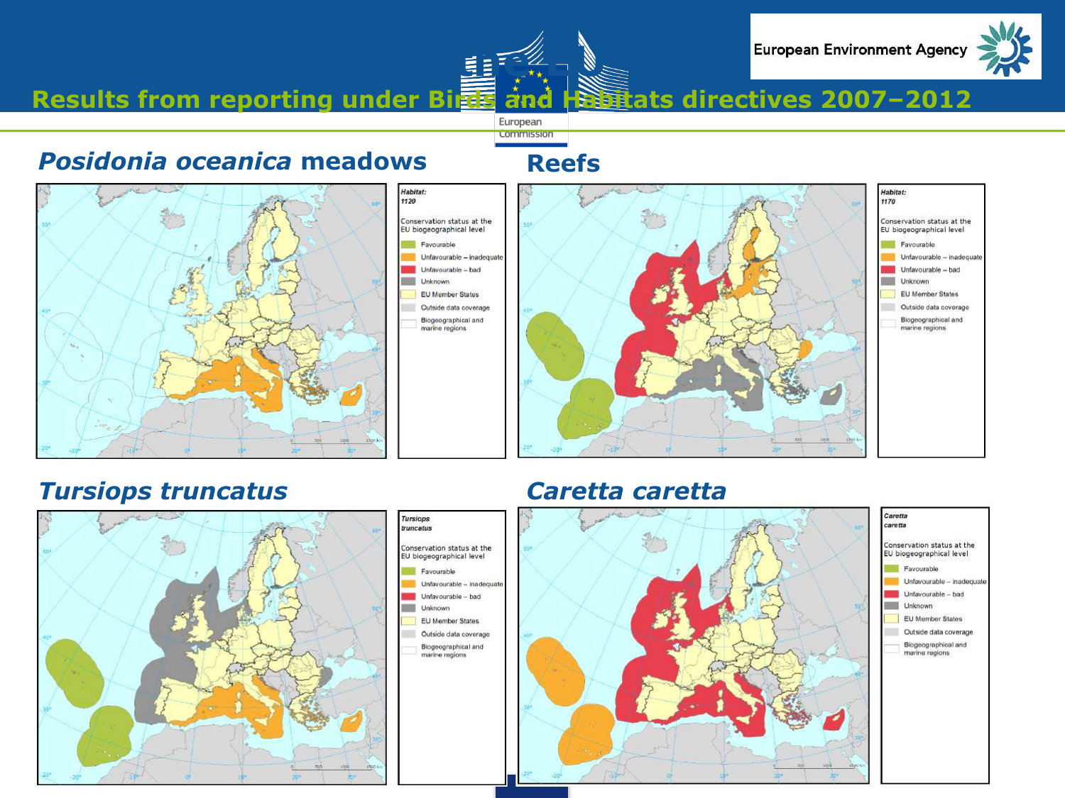## Results from reporting under Birds and Habitats directives 2007–2012

### *Posidonia oceanica* meadows

Habitat: 1120

Conservation status at the EU biogeographical level

- Favourable
- Unfavourable – inadequate
- Unfavourable – bad
- Unknown
- EU Member States
- Outside data coverage
- Biogeographical and marine regions

### Reefs

Habitat: 1170

Conservation status at the EU biogeographical level

- Favourable
- Unfavourable – inadequate
- Unfavourable – bad
- Unknown
- EU Member States
- Outside data coverage
- Biogeographical and marine regions

### *Tursiops truncatus*

Tursiops truncatus

Conservation status at the EU biogeographical level

- Favourable
- Unfavourable – inadequate
- Unfavourable – bad
- Unknown
- EU Member States
- Outside data coverage
- Biogeographical and marine regions

### *Caretta caretta*

Caretta caretta

Conservation status at the EU biogeographical level

- Favourable
- Unfavourable – inadequate
- Unfavourable – bad
- Unknown
- EU Member States
- Outside data coverage
- Biogeographical and marine regions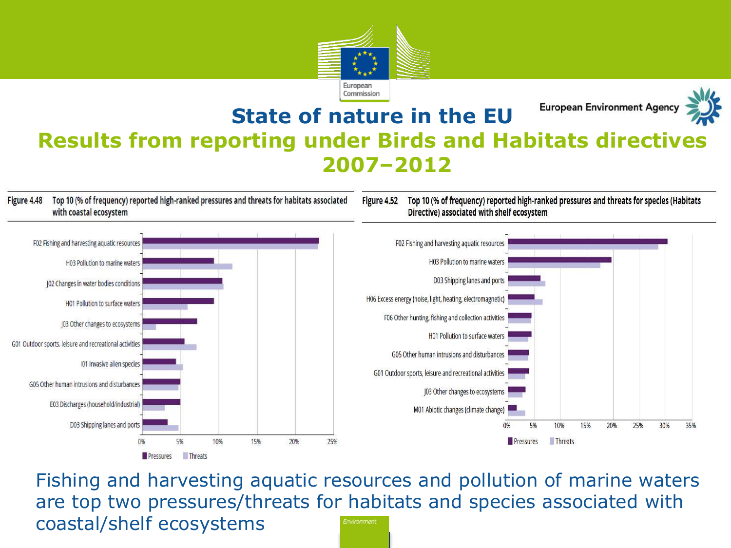# State of nature in the EU

## Results from reporting under Birds and Habitats directives 2007–2012

**Figure 4.48** Top 10 (% of frequency) reported high-ranked pressures and threats for habitats associated with coastal ecosystem

- F02 Fishing and harvesting aquatic resources
- H03 Pollution to marine waters
- J02 Changes in water bodies conditions
- H01 Pollution to surface waters
- J03 Other changes to ecosystems
- G01 Outdoor sports, leisure and recreational activities
- I01 Invasive alien species
- G05 Other human intrusions and disturbances
- E03 Discharges (household/industrial)
- D03 Shipping lanes and ports

Pressures / Threats

**Figure 4.52** Top 10 (% of frequency) reported high-ranked pressures and threats for species (Habitats Directive) associated with shelf ecosystem

- F02 Fishing and harvesting aquatic resources
- H03 Pollution to marine waters
- D03 Shipping lanes and ports
- H06 Excess energy (noise, light, heating, electromagnetic)
- F06 Other hunting, fishing and collection activities
- H01 Pollution to surface waters
- G05 Other human intrusions and disturbances
- G01 Outdoor sports, leisure and recreational activities
- J03 Other changes to ecosystems
- M01 Abiotic changes (climate change)

Pressures / Threats

Fishing and harvesting aquatic resources and pollution of marine waters are top two pressures/threats for habitats and species associated with coastal/shelf ecosystems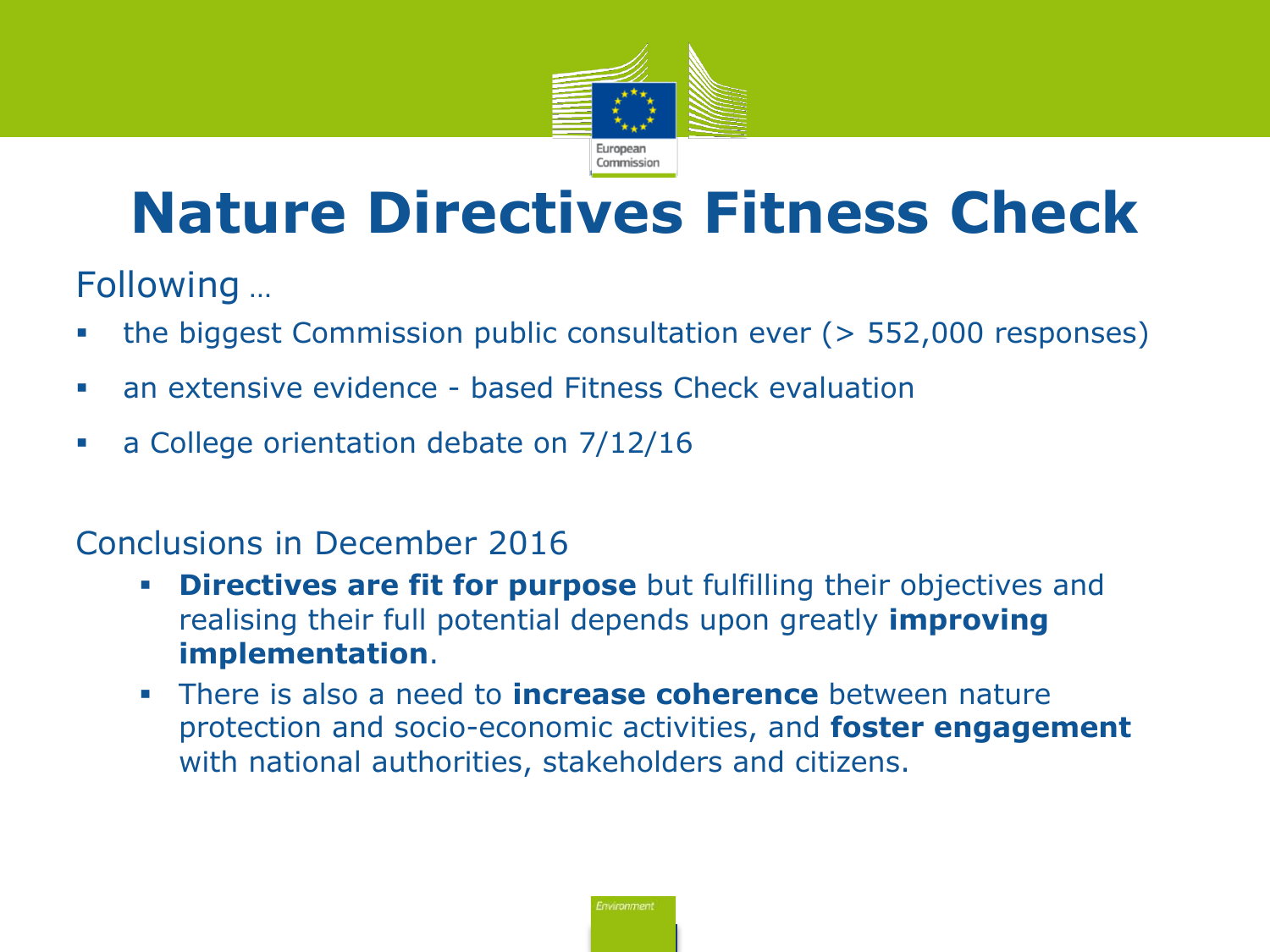# Nature Directives Fitness Check

Following …

- the biggest Commission public consultation ever (> 552,000 responses)
- an extensive evidence - based Fitness Check evaluation
- a College orientation debate on 7/12/16

Conclusions in December 2016

- **Directives are fit for purpose** but fulfilling their objectives and realising their full potential depends upon greatly **improving implementation**.
- There is also a need to **increase coherence** between nature protection and socio-economic activities, and **foster engagement** with national authorities, stakeholders and citizens.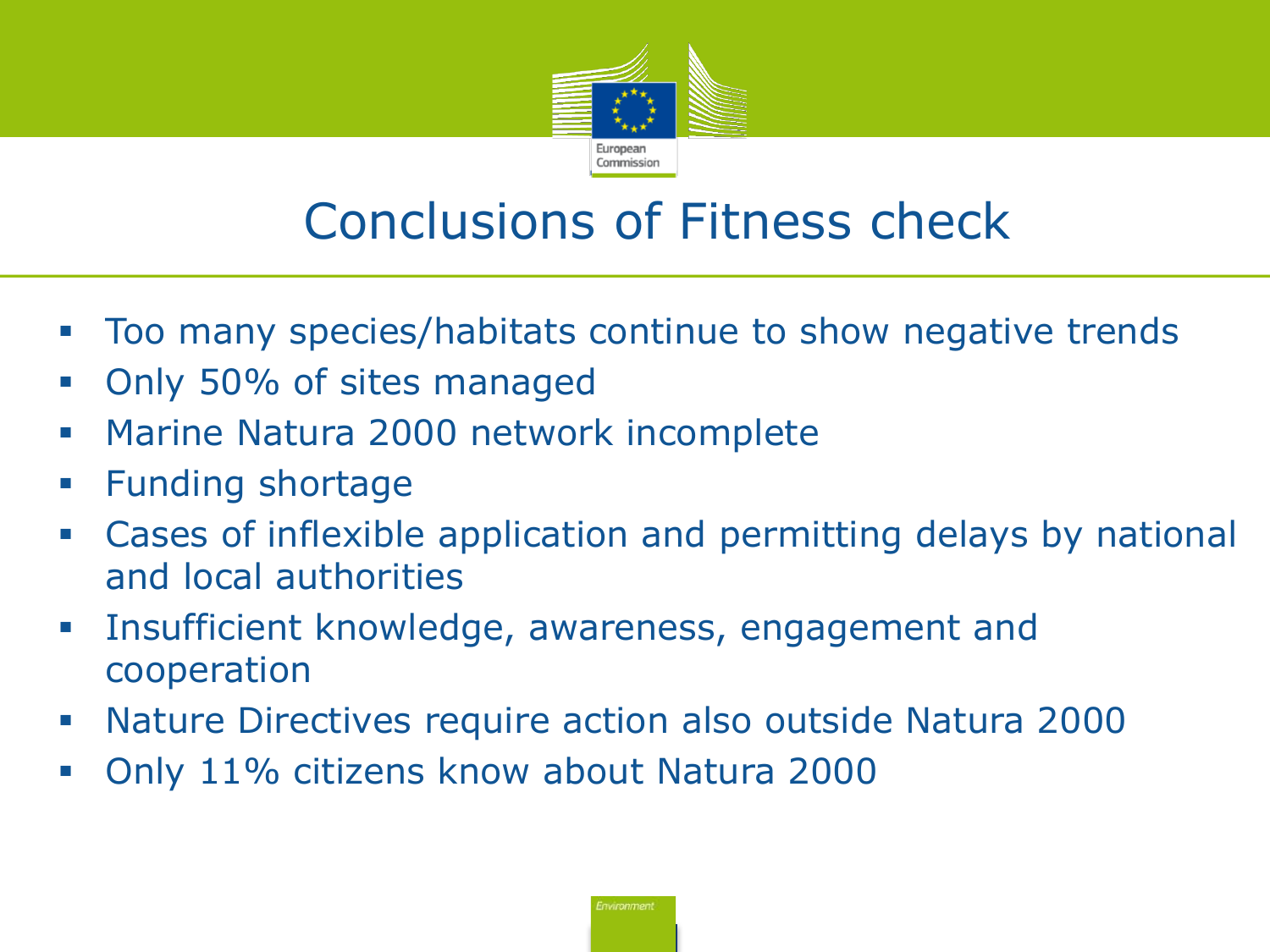# Conclusions of Fitness check

- Too many species/habitats continue to show negative trends
- Only 50% of sites managed
- Marine Natura 2000 network incomplete
- Funding shortage
- Cases of inflexible application and permitting delays by national and local authorities
- Insufficient knowledge, awareness, engagement and cooperation
- Nature Directives require action also outside Natura 2000
- Only 11% citizens know about Natura 2000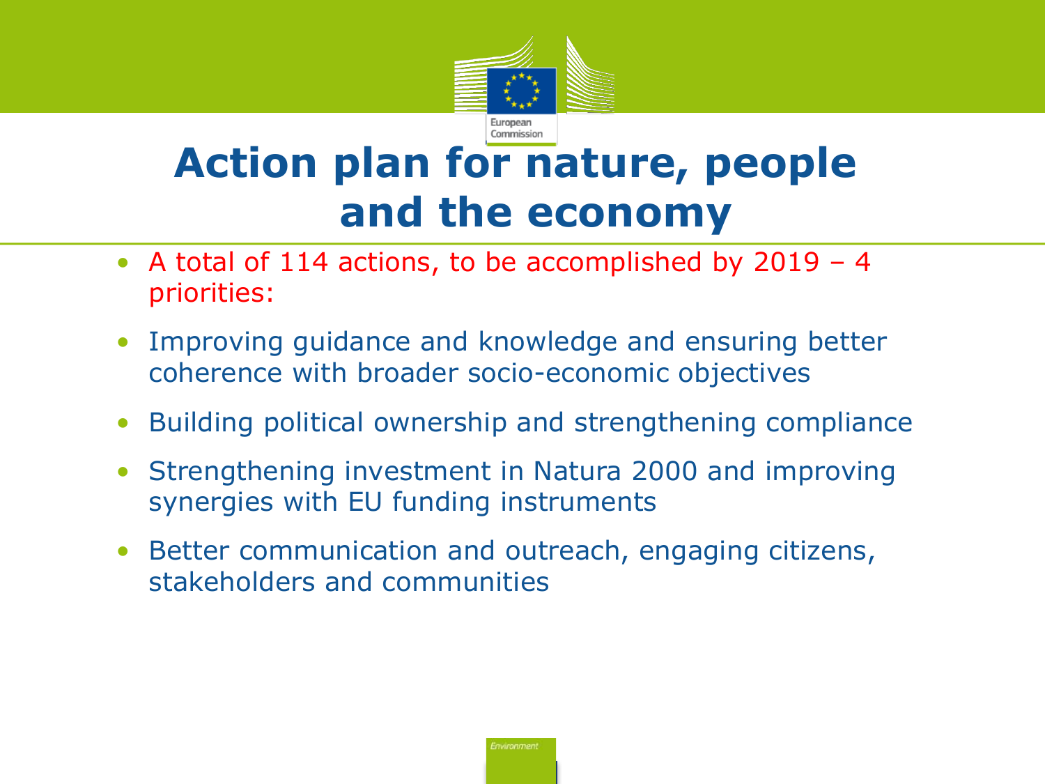# Action plan for nature, people and the economy

- A total of 114 actions, to be accomplished by 2019 – 4 priorities:
- Improving guidance and knowledge and ensuring better coherence with broader socio-economic objectives
- Building political ownership and strengthening compliance
- Strengthening investment in Natura 2000 and improving synergies with EU funding instruments
- Better communication and outreach, engaging citizens, stakeholders and communities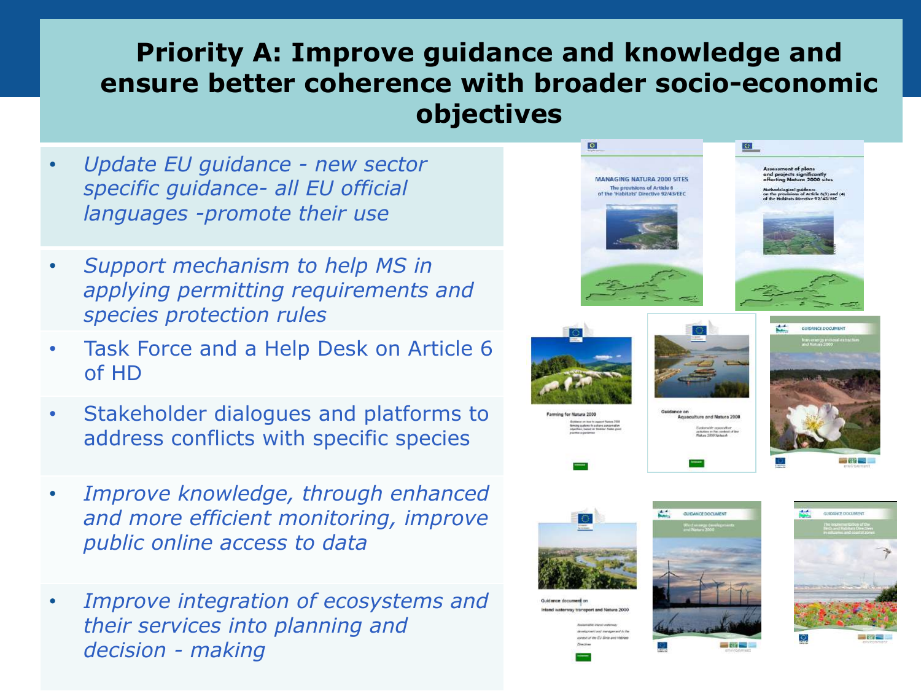# Priority A: Improve guidance and knowledge and ensure better coherence with broader socio-economic objectives

- *Update EU guidance - new sector specific guidance- all EU official languages -promote their use*
- *Support mechanism to help MS in applying permitting requirements and species protection rules*
- Task Force and a Help Desk on Article 6 of HD
- Stakeholder dialogues and platforms to address conflicts with specific species
- *Improve knowledge, through enhanced and more efficient monitoring, improve public online access to data*
- *Improve integration of ecosystems and their services into planning and decision - making*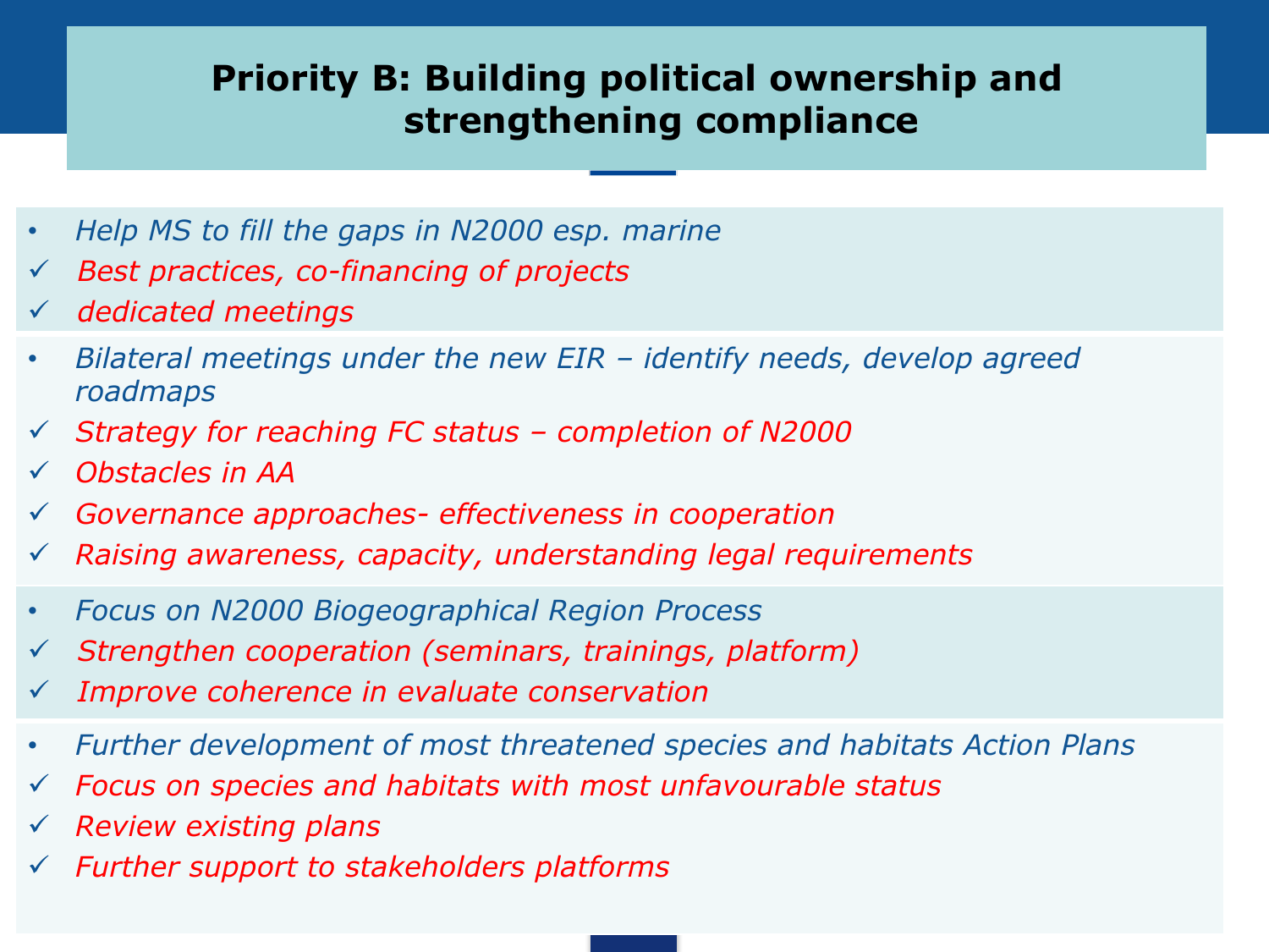# Priority B: Building political ownership and strengthening compliance

- *Help MS to fill the gaps in N2000 esp. marine*
  - ✓ *Best practices, co-financing of projects*
  - ✓ *dedicated meetings*
- *Bilateral meetings under the new EIR – identify needs, develop agreed roadmaps*
  - ✓ *Strategy for reaching FC status – completion of N2000*
  - ✓ *Obstacles in AA*
  - ✓ *Governance approaches- effectiveness in cooperation*
  - ✓ *Raising awareness, capacity, understanding legal requirements*
- *Focus on N2000 Biogeographical Region Process*
  - ✓ *Strengthen cooperation (seminars, trainings, platform)*
  - ✓ *Improve coherence in evaluate conservation*
- *Further development of most threatened species and habitats Action Plans*
  - ✓ *Focus on species and habitats with most unfavourable status*
  - ✓ *Review existing plans*
  - ✓ *Further support to stakeholders platforms*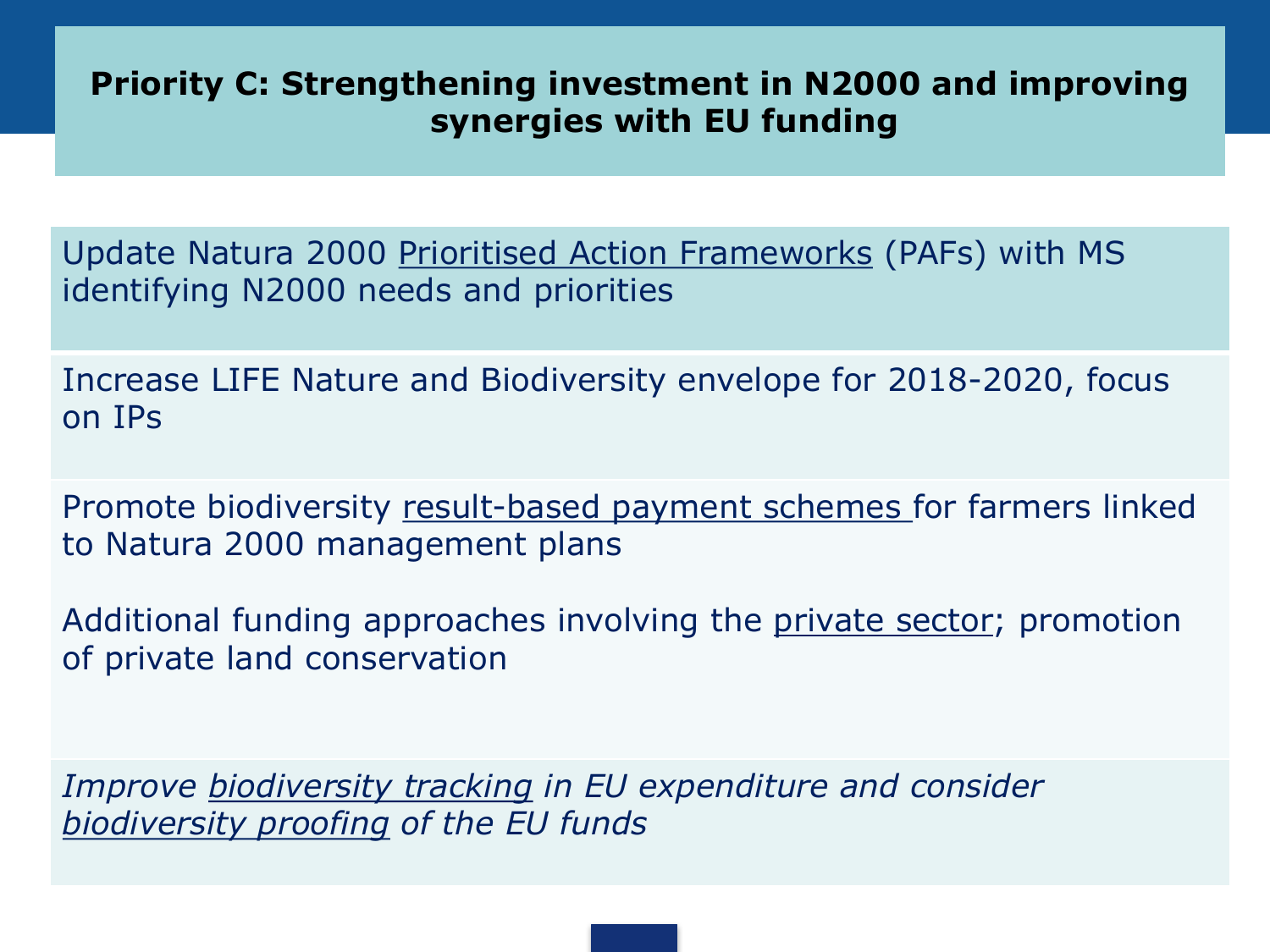# Priority C: Strengthening investment in N2000 and improving synergies with EU funding

Update Natura 2000 Prioritised Action Frameworks (PAFs) with MS identifying N2000 needs and priorities

Increase LIFE Nature and Biodiversity envelope for 2018-2020, focus on IPs

Promote biodiversity result-based payment schemes for farmers linked to Natura 2000 management plans

Additional funding approaches involving the private sector; promotion of private land conservation

*Improve biodiversity tracking in EU expenditure and consider biodiversity proofing of the EU funds*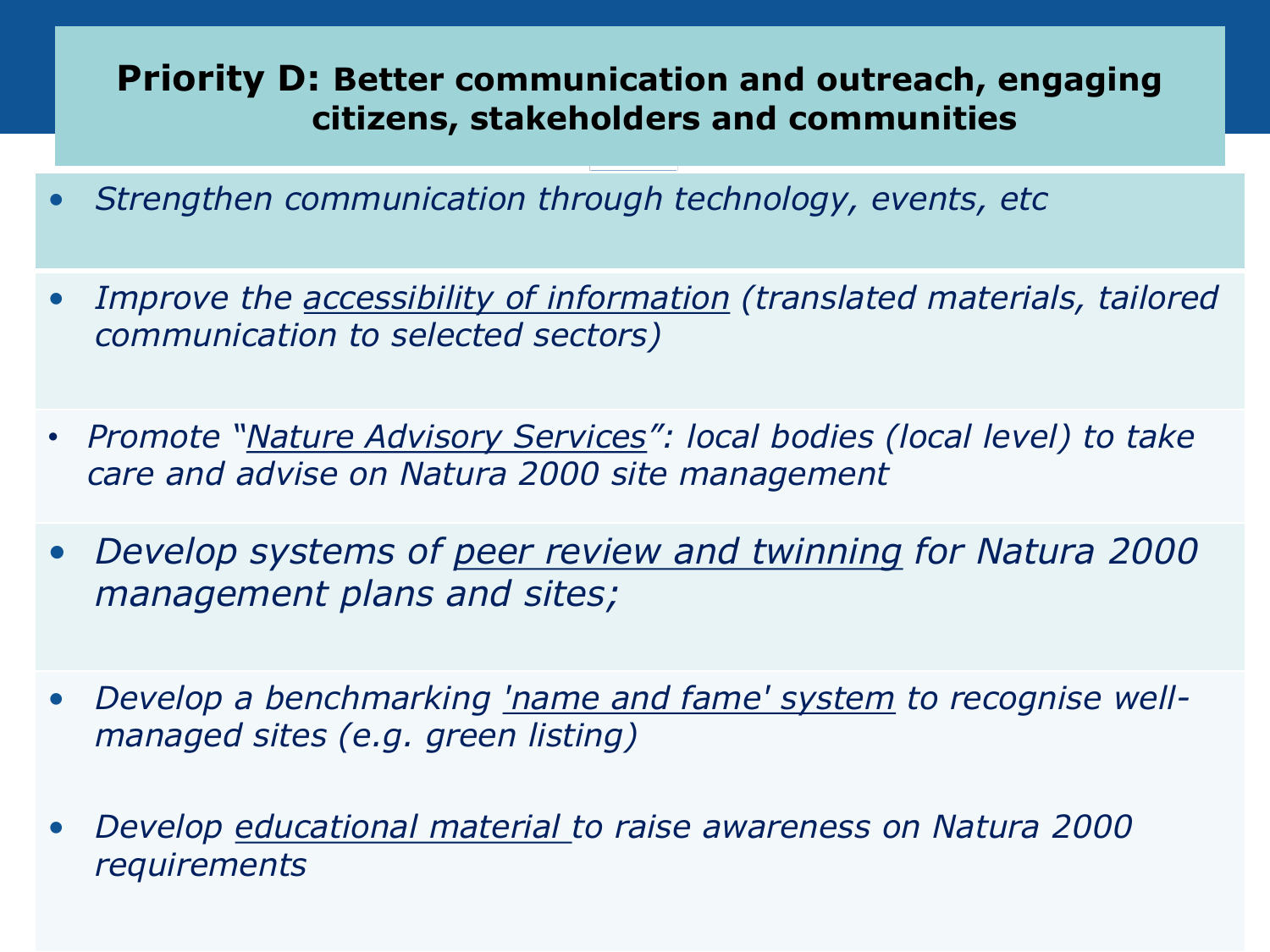# **Priority D:** Better communication and outreach, engaging citizens, stakeholders and communities

- *Strengthen communication through technology, events, etc*
- *Improve the accessibility of information (translated materials, tailored communication to selected sectors)*
- *Promote "Nature Advisory Services": local bodies (local level) to take care and advise on Natura 2000 site management*
- *Develop systems of peer review and twinning for Natura 2000 management plans and sites;*
- *Develop a benchmarking 'name and fame' system to recognise well-managed sites (e.g. green listing)*
- *Develop educational material to raise awareness on Natura 2000 requirements*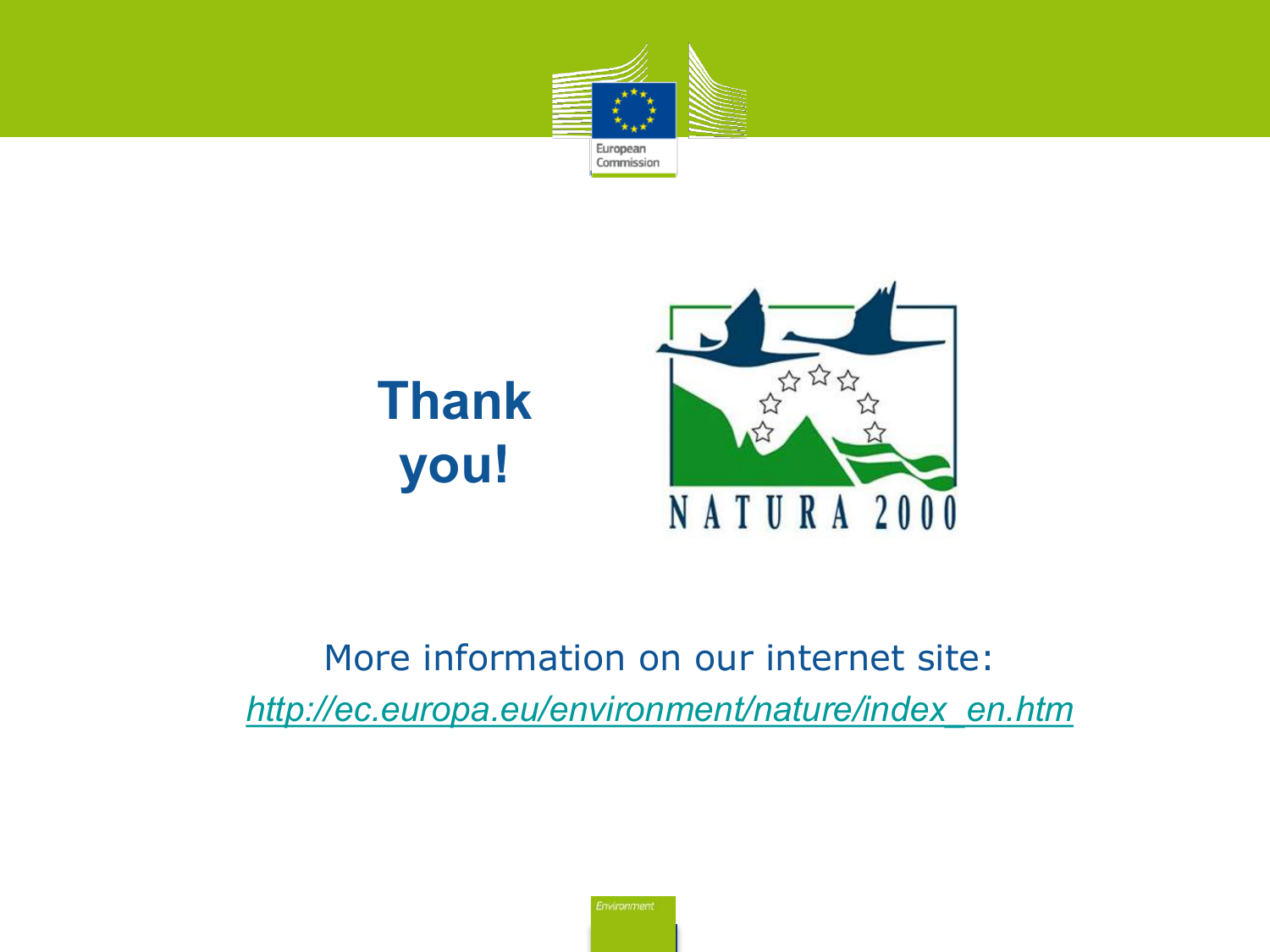# Thank you!

More information on our internet site:

http://ec.europa.eu/environment/nature/index_en.htm